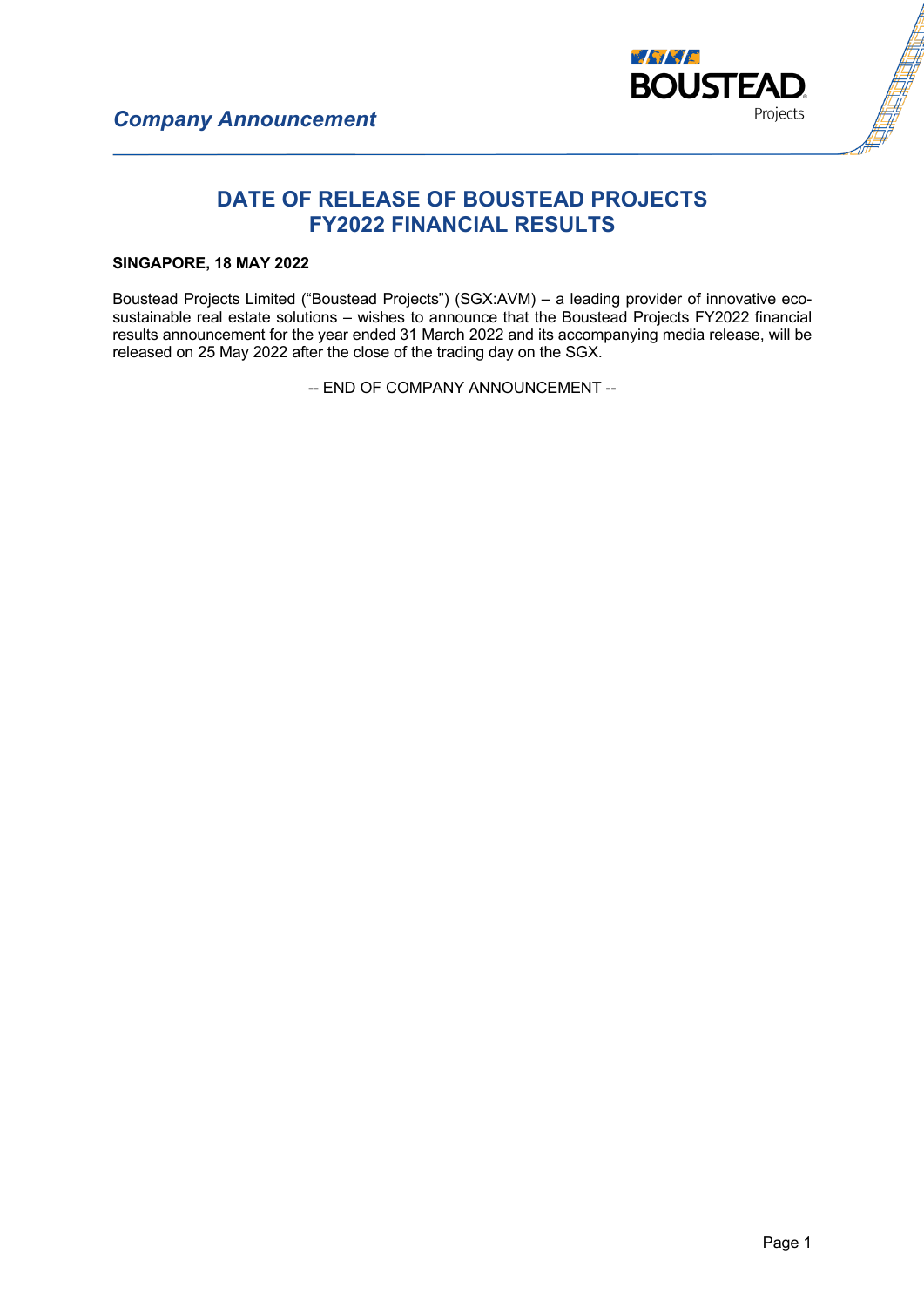*Company Announcement*

BOUSTEAD Projects

# DATE OF RELEASE OF BOUSTEAD PROJECTS FY2022 FINANCIAL RESULTS

**SINGAPORE, 18 MAY 2022**

Boustead Projects Limited ("Boustead Projects") (SGX:AVM) – a leading provider of innovative eco-sustainable real estate solutions – wishes to announce that the Boustead Projects FY2022 financial results announcement for the year ended 31 March 2022 and its accompanying media release, will be released on 25 May 2022 after the close of the trading day on the SGX.

-- END OF COMPANY ANNOUNCEMENT --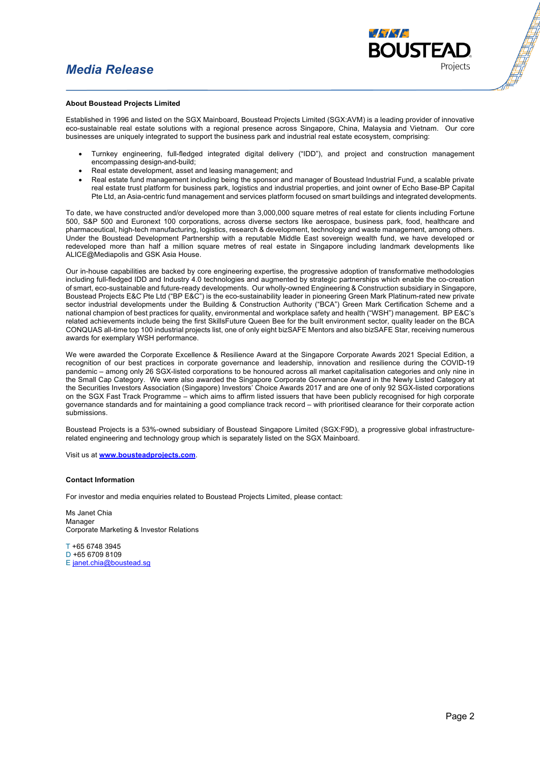**About Boustead Projects Limited**

Established in 1996 and listed on the SGX Mainboard, Boustead Projects Limited (SGX:AVM) is a leading provider of innovative eco-sustainable real estate solutions with a regional presence across Singapore, China, Malaysia and Vietnam. Our core businesses are uniquely integrated to support the business park and industrial real estate ecosystem, comprising:

- Turnkey engineering, full-fledged integrated digital delivery ("IDD"), and project and construction management encompassing design-and-build;
- Real estate development, asset and leasing management; and
- Real estate fund management including being the sponsor and manager of Boustead Industrial Fund, a scalable private real estate trust platform for business park, logistics and industrial properties, and joint owner of Echo Base-BP Capital Pte Ltd, an Asia-centric fund management and services platform focused on smart buildings and integrated developments.

To date, we have constructed and/or developed more than 3,000,000 square metres of real estate for clients including Fortune 500, S&P 500 and Euronext 100 corporations, across diverse sectors like aerospace, business park, food, healthcare and pharmaceutical, high-tech manufacturing, logistics, research & development, technology and waste management, among others. Under the Boustead Development Partnership with a reputable Middle East sovereign wealth fund, we have developed or redeveloped more than half a million square metres of real estate in Singapore including landmark developments like ALICE@Mediapolis and GSK Asia House.

Our in-house capabilities are backed by core engineering expertise, the progressive adoption of transformative methodologies including full-fledged IDD and Industry 4.0 technologies and augmented by strategic partnerships which enable the co-creation of smart, eco-sustainable and future-ready developments. Our wholly-owned Engineering & Construction subsidiary in Singapore, Boustead Projects E&C Pte Ltd ("BP E&C") is the eco-sustainability leader in pioneering Green Mark Platinum-rated new private sector industrial developments under the Building & Construction Authority ("BCA") Green Mark Certification Scheme and a national champion of best practices for quality, environmental and workplace safety and health ("WSH") management. BP E&C's related achievements include being the first SkillsFuture Queen Bee for the built environment sector, quality leader on the BCA CONQUAS all-time top 100 industrial projects list, one of only eight bizSAFE Mentors and also bizSAFE Star, receiving numerous awards for exemplary WSH performance.

We were awarded the Corporate Excellence & Resilience Award at the Singapore Corporate Awards 2021 Special Edition, a recognition of our best practices in corporate governance and leadership, innovation and resilience during the COVID-19 pandemic – among only 26 SGX-listed corporations to be honoured across all market capitalisation categories and only nine in the Small Cap Category. We were also awarded the Singapore Corporate Governance Award in the Newly Listed Category at the Securities Investors Association (Singapore) Investors' Choice Awards 2017 and are one of only 92 SGX-listed corporations on the SGX Fast Track Programme – which aims to affirm listed issuers that have been publicly recognised for high corporate governance standards and for maintaining a good compliance track record – with prioritised clearance for their corporate action submissions.

Boustead Projects is a 53%-owned subsidiary of Boustead Singapore Limited (SGX:F9D), a progressive global infrastructure-related engineering and technology group which is separately listed on the SGX Mainboard.

Visit us at **www.bousteadprojects.com**.

**Contact Information**

For investor and media enquiries related to Boustead Projects Limited, please contact:

Ms Janet Chia
Manager
Corporate Marketing & Investor Relations

T +65 6748 3945
D +65 6709 8109
E janet.chia@boustead.sg